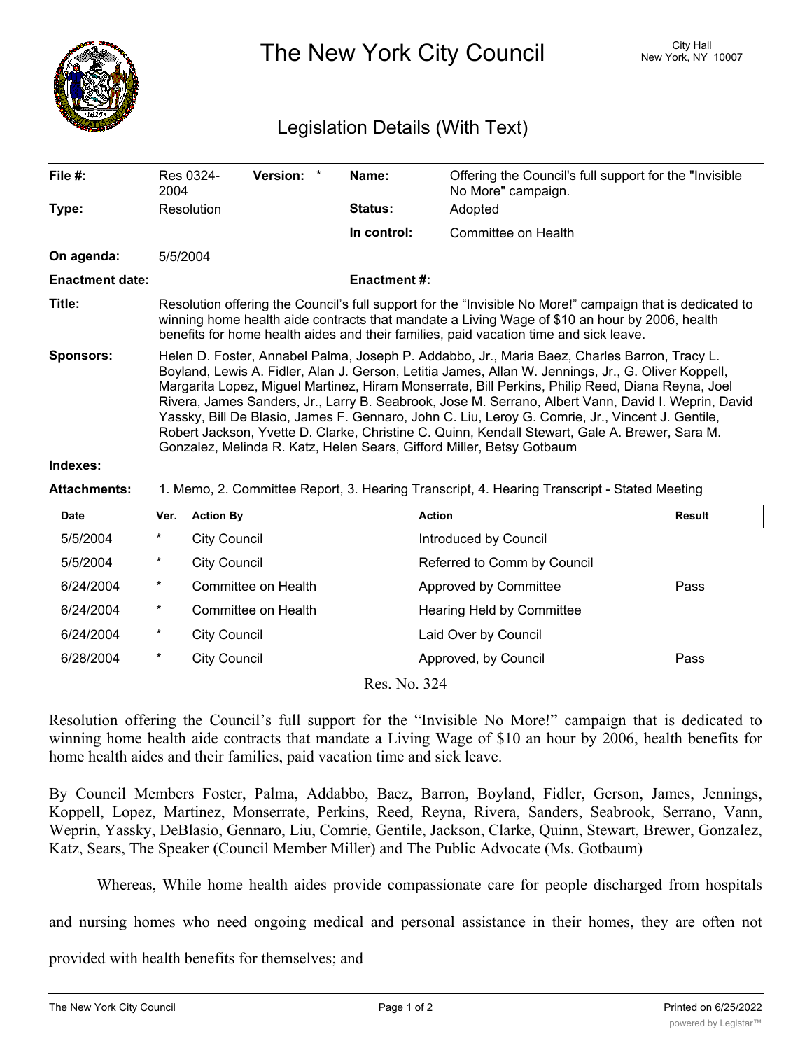# The New York City Council

City Hall
New York, NY 10007

## Legislation Details (With Text)

| | | | | | |
|---|---|---|---|---|---|
| **File #:** | Res 0324-2004 | **Version:** * | | **Name:** | Offering the Council's full support for the "Invisible No More" campaign. |
| **Type:** | Resolution | | | **Status:** | Adopted |
| | | | | **In control:** | Committee on Health |
| **On agenda:** | 5/5/2004 | | | | |
| **Enactment date:** | | | | **Enactment #:** | |

**Title:** Resolution offering the Council's full support for the "Invisible No More!" campaign that is dedicated to winning home health aide contracts that mandate a Living Wage of $10 an hour by 2006, health benefits for home health aides and their families, paid vacation time and sick leave.

**Sponsors:** Helen D. Foster, Annabel Palma, Joseph P. Addabbo, Jr., Maria Baez, Charles Barron, Tracy L. Boyland, Lewis A. Fidler, Alan J. Gerson, Letitia James, Allan W. Jennings, Jr., G. Oliver Koppell, Margarita Lopez, Miguel Martinez, Hiram Monserrate, Bill Perkins, Philip Reed, Diana Reyna, Joel Rivera, James Sanders, Jr., Larry B. Seabrook, Jose M. Serrano, Albert Vann, David I. Weprin, David Yassky, Bill De Blasio, James F. Gennaro, John C. Liu, Leroy G. Comrie, Jr., Vincent J. Gentile, Robert Jackson, Yvette D. Clarke, Christine C. Quinn, Kendall Stewart, Gale A. Brewer, Sara M. Gonzalez, Melinda R. Katz, Helen Sears, Gifford Miller, Betsy Gotbaum

**Indexes:**

**Attachments:** 1. Memo, 2. Committee Report, 3. Hearing Transcript, 4. Hearing Transcript - Stated Meeting

| Date | Ver. | Action By | Action | Result |
|---|---|---|---|---|
| 5/5/2004 | * | City Council | Introduced by Council | |
| 5/5/2004 | * | City Council | Referred to Comm by Council | |
| 6/24/2004 | * | Committee on Health | Approved by Committee | Pass |
| 6/24/2004 | * | Committee on Health | Hearing Held by Committee | |
| 6/24/2004 | * | City Council | Laid Over by Council | |
| 6/28/2004 | * | City Council | Approved, by Council | Pass |

Res. No. 324

Resolution offering the Council's full support for the "Invisible No More!" campaign that is dedicated to winning home health aide contracts that mandate a Living Wage of $10 an hour by 2006, health benefits for home health aides and their families, paid vacation time and sick leave.

By Council Members Foster, Palma, Addabbo, Baez, Barron, Boyland, Fidler, Gerson, James, Jennings, Koppell, Lopez, Martinez, Monserrate, Perkins, Reed, Reyna, Rivera, Sanders, Seabrook, Serrano, Vann, Weprin, Yassky, DeBlasio, Gennaro, Liu, Comrie, Gentile, Jackson, Clarke, Quinn, Stewart, Brewer, Gonzalez, Katz, Sears, The Speaker (Council Member Miller) and The Public Advocate (Ms. Gotbaum)

Whereas, While home health aides provide compassionate care for people discharged from hospitals and nursing homes who need ongoing medical and personal assistance in their homes, they are often not provided with health benefits for themselves; and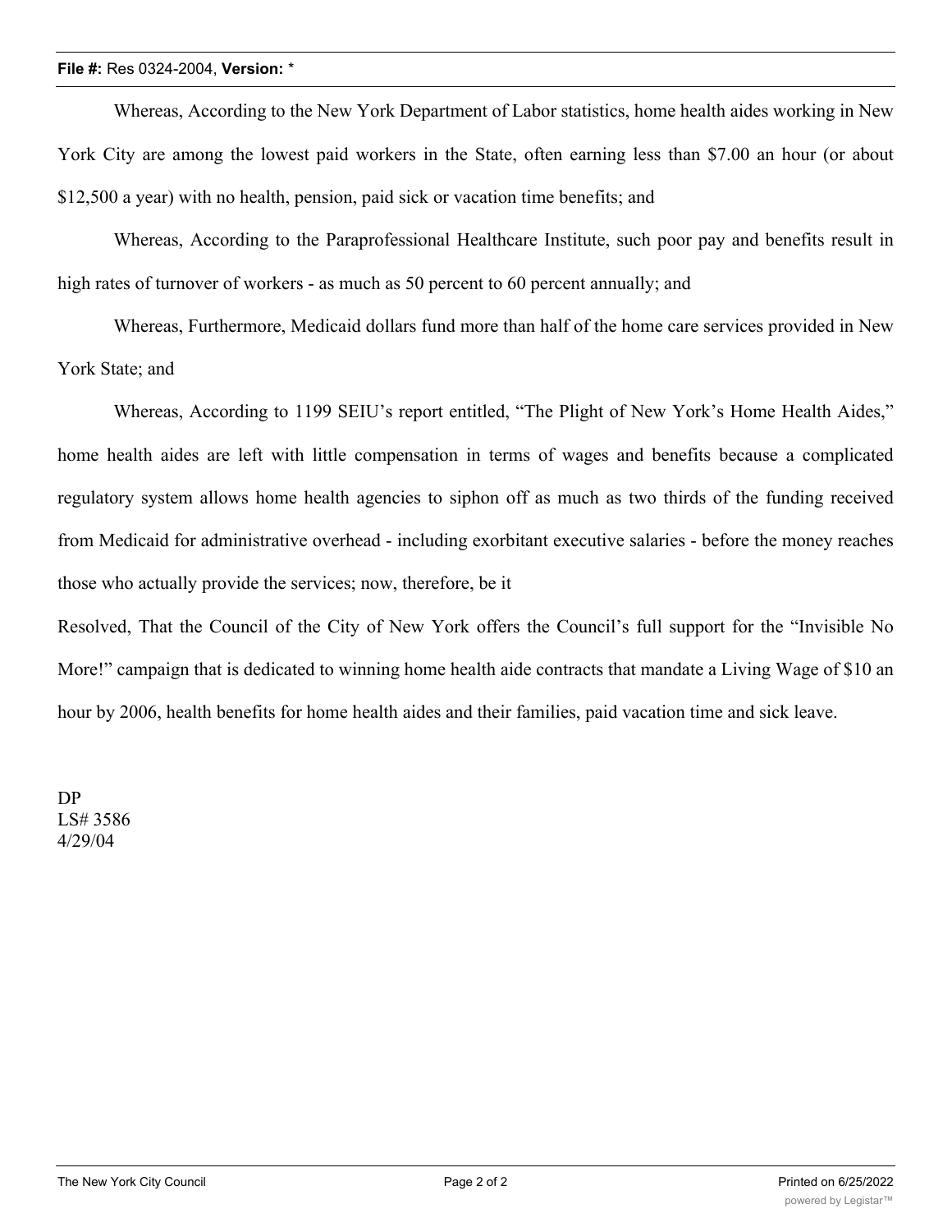Whereas, According to the New York Department of Labor statistics, home health aides working in New York City are among the lowest paid workers in the State, often earning less than $7.00 an hour (or about $12,500 a year) with no health, pension, paid sick or vacation time benefits; and

Whereas, According to the Paraprofessional Healthcare Institute, such poor pay and benefits result in high rates of turnover of workers - as much as 50 percent to 60 percent annually; and

Whereas, Furthermore, Medicaid dollars fund more than half of the home care services provided in New York State; and

Whereas, According to 1199 SEIU's report entitled, "The Plight of New York's Home Health Aides," home health aides are left with little compensation in terms of wages and benefits because a complicated regulatory system allows home health agencies to siphon off as much as two thirds of the funding received from Medicaid for administrative overhead - including exorbitant executive salaries - before the money reaches those who actually provide the services; now, therefore, be it

Resolved, That the Council of the City of New York offers the Council's full support for the "Invisible No More!" campaign that is dedicated to winning home health aide contracts that mandate a Living Wage of $10 an hour by 2006, health benefits for home health aides and their families, paid vacation time and sick leave.

DP
LS# 3586
4/29/04